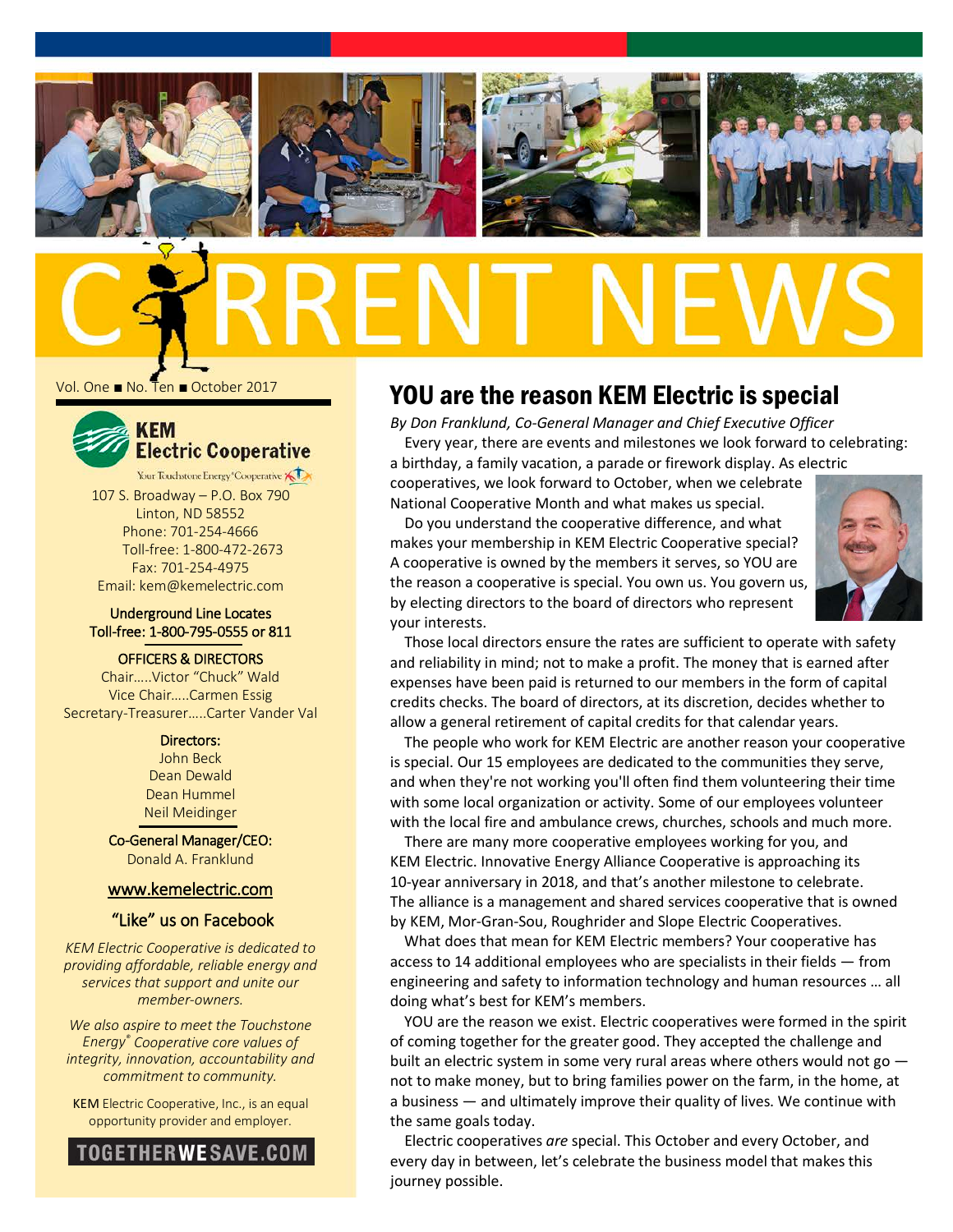# CURRENT NEWS

Vol. One ■ No. Ten ■ October 2017

**KEM Electric Cooperative**

Your Touchstone Energy® Cooperative

107 S. Broadway – P.O. Box 790
Linton, ND 58552
Phone: 701-254-4666
Toll-free: 1-800-472-2673
Fax: 701-254-4975
Email: kem@kemelectric.com

**Underground Line Locates**
**Toll-free: 1-800-795-0555 or 811**

**OFFICERS & DIRECTORS**

Chair.....Victor "Chuck" Wald
Vice Chair.....Carmen Essig
Secretary-Treasurer.....Carter Vander Val

**Directors:**

John Beck
Dean Dewald
Dean Hummel
Neil Meidinger

**Co-General Manager/CEO:**
Donald A. Franklund

www.kemelectric.com

"Like" us on Facebook

*KEM Electric Cooperative is dedicated to providing affordable, reliable energy and services that support and unite our member-owners.*

*We also aspire to meet the Touchstone Energy® Cooperative core values of integrity, innovation, accountability and commitment to community.*

KEM Electric Cooperative, Inc., is an equal opportunity provider and employer.

TOGETHERWESAVE.COM

## YOU are the reason KEM Electric is special

*By Don Franklund, Co-General Manager and Chief Executive Officer*

Every year, there are events and milestones we look forward to celebrating: a birthday, a family vacation, a parade or firework display. As electric cooperatives, we look forward to October, when we celebrate National Cooperative Month and what makes us special.

Do you understand the cooperative difference, and what makes your membership in KEM Electric Cooperative special? A cooperative is owned by the members it serves, so YOU are the reason a cooperative is special. You own us. You govern us, by electing directors to the board of directors who represent your interests.

Those local directors ensure the rates are sufficient to operate with safety and reliability in mind; not to make a profit. The money that is earned after expenses have been paid is returned to our members in the form of capital credits checks. The board of directors, at its discretion, decides whether to allow a general retirement of capital credits for that calendar years.

The people who work for KEM Electric are another reason your cooperative is special. Our 15 employees are dedicated to the communities they serve, and when they're not working you'll often find them volunteering their time with some local organization or activity. Some of our employees volunteer with the local fire and ambulance crews, churches, schools and much more.

There are many more cooperative employees working for you, and KEM Electric. Innovative Energy Alliance Cooperative is approaching its 10-year anniversary in 2018, and that's another milestone to celebrate. The alliance is a management and shared services cooperative that is owned by KEM, Mor-Gran-Sou, Roughrider and Slope Electric Cooperatives.

What does that mean for KEM Electric members? Your cooperative has access to 14 additional employees who are specialists in their fields — from engineering and safety to information technology and human resources … all doing what's best for KEM's members.

YOU are the reason we exist. Electric cooperatives were formed in the spirit of coming together for the greater good. They accepted the challenge and built an electric system in some very rural areas where others would not go — not to make money, but to bring families power on the farm, in the home, at a business — and ultimately improve their quality of lives. We continue with the same goals today.

Electric cooperatives *are* special. This October and every October, and every day in between, let's celebrate the business model that makes this journey possible.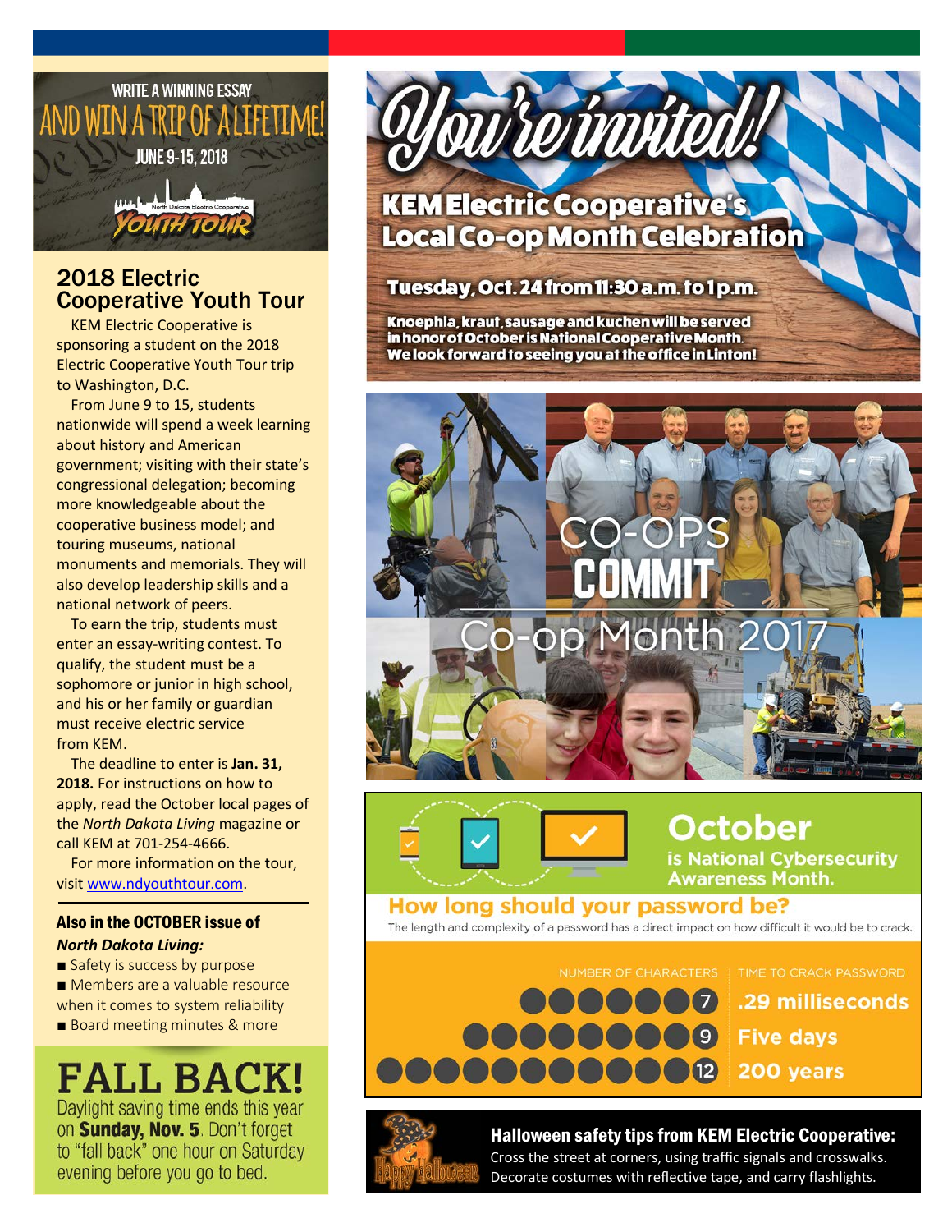WRITE A WINNING ESSAY

AND WIN A TRIP OF A LIFETIME!

JUNE 9-15, 2018

North Dakota Electric Cooperative YOUTH TOUR

## 2018 Electric Cooperative Youth Tour

KEM Electric Cooperative is sponsoring a student on the 2018 Electric Cooperative Youth Tour trip to Washington, D.C.

From June 9 to 15, students nationwide will spend a week learning about history and American government; visiting with their state's congressional delegation; becoming more knowledgeable about the cooperative business model; and touring museums, national monuments and memorials. They will also develop leadership skills and a national network of peers.

To earn the trip, students must enter an essay-writing contest. To qualify, the student must be a sophomore or junior in high school, and his or her family or guardian must receive electric service from KEM.

The deadline to enter is **Jan. 31, 2018.** For instructions on how to apply, read the October local pages of the *North Dakota Living* magazine or call KEM at 701-254-4666.

For more information on the tour, visit www.ndyouthtour.com.

### Also in the OCTOBER issue of *North Dakota Living:*

- Safety is success by purpose
- Members are a valuable resource when it comes to system reliability
- Board meeting minutes & more

## FALL BACK!

Daylight saving time ends this year on **Sunday, Nov. 5**. Don't forget to "fall back" one hour on Saturday evening before you go to bed.

# You're invited!

## KEM Electric Cooperative's Local Co-op Month Celebration

**Tuesday, Oct. 24 from 11:30 a.m. to 1 p.m.**

**Knoephla, kraut, sausage and kuchen will be served in honor of October is National Cooperative Month. We look forward to seeing you at the office in Linton!**

CO-OPS COMMIT

Co-op Month 2017

## October

**is National Cybersecurity Awareness Month.**

### How long should your password be?

The length and complexity of a password has a direct impact on how difficult it would be to crack.

NUMBER OF CHARACTERS

TIME TO CRACK PASSWORD

7

.29 milliseconds

9

Five days

12

200 years

### Halloween safety tips from KEM Electric Cooperative:

Cross the street at corners, using traffic signals and crosswalks. Decorate costumes with reflective tape, and carry flashlights.